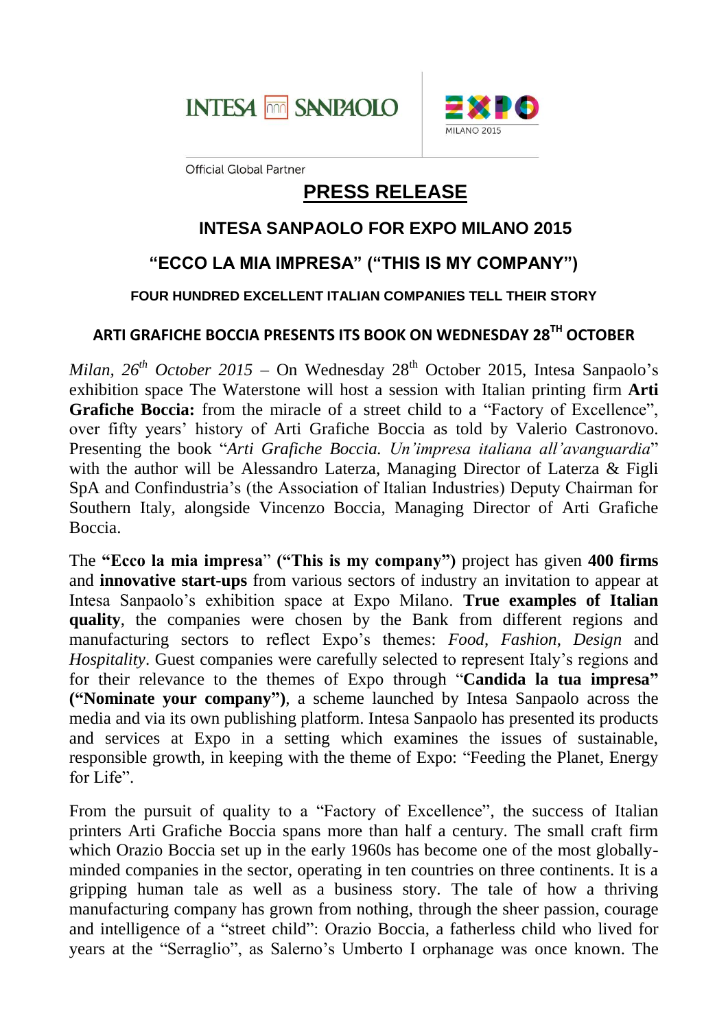INTESA SANPAOLO | EXPO MILANO 2015

Official Global Partner

# PRESS RELEASE

## INTESA SANPAOLO FOR EXPO MILANO 2015

## "ECCO LA MIA IMPRESA" ("THIS IS MY COMPANY")

### FOUR HUNDRED EXCELLENT ITALIAN COMPANIES TELL THEIR STORY

### ARTI GRAFICHE BOCCIA PRESENTS ITS BOOK ON WEDNESDAY 28TH OCTOBER

*Milan, 26th October 2015* – On Wednesday 28th October 2015, Intesa Sanpaolo's exhibition space The Waterstone will host a session with Italian printing firm **Arti Grafiche Boccia:** from the miracle of a street child to a "Factory of Excellence", over fifty years' history of Arti Grafiche Boccia as told by Valerio Castronovo. Presenting the book "*Arti Grafiche Boccia. Un'impresa italiana all'avanguardia*" with the author will be Alessandro Laterza, Managing Director of Laterza & Figli SpA and Confindustria's (the Association of Italian Industries) Deputy Chairman for Southern Italy, alongside Vincenzo Boccia, Managing Director of Arti Grafiche Boccia.

The **"Ecco la mia impresa"** **("This is my company")** project has given **400 firms** and **innovative start-ups** from various sectors of industry an invitation to appear at Intesa Sanpaolo's exhibition space at Expo Milano. **True examples of Italian quality**, the companies were chosen by the Bank from different regions and manufacturing sectors to reflect Expo's themes: *Food*, *Fashion*, *Design* and *Hospitality*. Guest companies were carefully selected to represent Italy's regions and for their relevance to the themes of Expo through "**Candida la tua impresa" ("Nominate your company")**, a scheme launched by Intesa Sanpaolo across the media and via its own publishing platform. Intesa Sanpaolo has presented its products and services at Expo in a setting which examines the issues of sustainable, responsible growth, in keeping with the theme of Expo: "Feeding the Planet, Energy for Life".

From the pursuit of quality to a "Factory of Excellence", the success of Italian printers Arti Grafiche Boccia spans more than half a century. The small craft firm which Orazio Boccia set up in the early 1960s has become one of the most globally-minded companies in the sector, operating in ten countries on three continents. It is a gripping human tale as well as a business story. The tale of how a thriving manufacturing company has grown from nothing, through the sheer passion, courage and intelligence of a "street child": Orazio Boccia, a fatherless child who lived for years at the "Serraglio", as Salerno's Umberto I orphanage was once known. The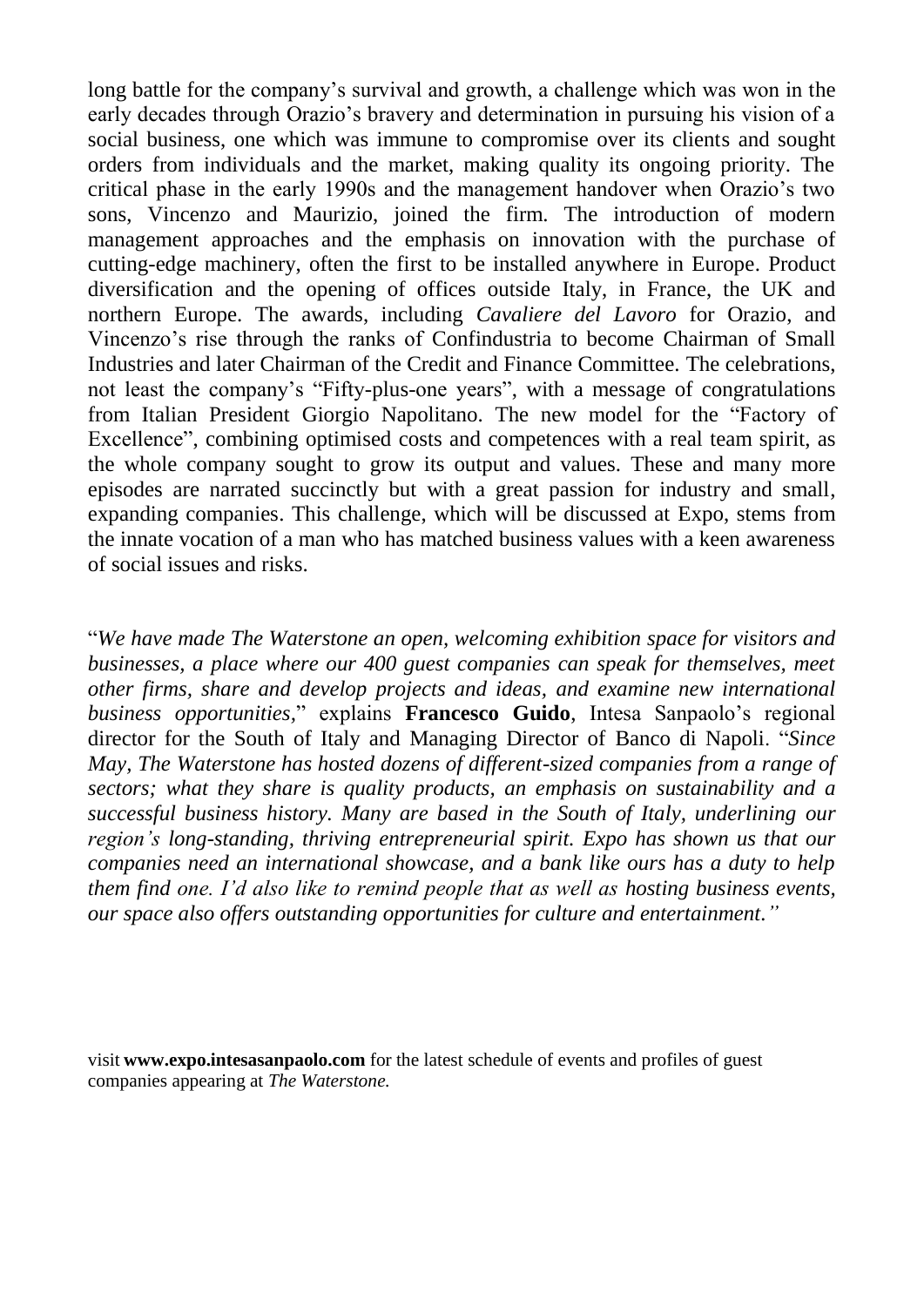long battle for the company's survival and growth, a challenge which was won in the early decades through Orazio's bravery and determination in pursuing his vision of a social business, one which was immune to compromise over its clients and sought orders from individuals and the market, making quality its ongoing priority. The critical phase in the early 1990s and the management handover when Orazio's two sons, Vincenzo and Maurizio, joined the firm. The introduction of modern management approaches and the emphasis on innovation with the purchase of cutting-edge machinery, often the first to be installed anywhere in Europe. Product diversification and the opening of offices outside Italy, in France, the UK and northern Europe. The awards, including *Cavaliere del Lavoro* for Orazio, and Vincenzo's rise through the ranks of Confindustria to become Chairman of Small Industries and later Chairman of the Credit and Finance Committee. The celebrations, not least the company's "Fifty-plus-one years", with a message of congratulations from Italian President Giorgio Napolitano. The new model for the "Factory of Excellence", combining optimised costs and competences with a real team spirit, as the whole company sought to grow its output and values. These and many more episodes are narrated succinctly but with a great passion for industry and small, expanding companies. This challenge, which will be discussed at Expo, stems from the innate vocation of a man who has matched business values with a keen awareness of social issues and risks.

"*We have made The Waterstone an open, welcoming exhibition space for visitors and businesses, a place where our 400 guest companies can speak for themselves, meet other firms, share and develop projects and ideas, and examine new international business opportunities,*" explains **Francesco Guido**, Intesa Sanpaolo's regional director for the South of Italy and Managing Director of Banco di Napoli. "*Since May, The Waterstone has hosted dozens of different-sized companies from a range of sectors; what they share is quality products, an emphasis on sustainability and a successful business history. Many are based in the South of Italy, underlining our region's long-standing, thriving entrepreneurial spirit. Expo has shown us that our companies need an international showcase, and a bank like ours has a duty to help them find one. I'd also like to remind people that as well as hosting business events, our space also offers outstanding opportunities for culture and entertainment.*"

visit **www.expo.intesasanpaolo.com** for the latest schedule of events and profiles of guest companies appearing at *The Waterstone.*